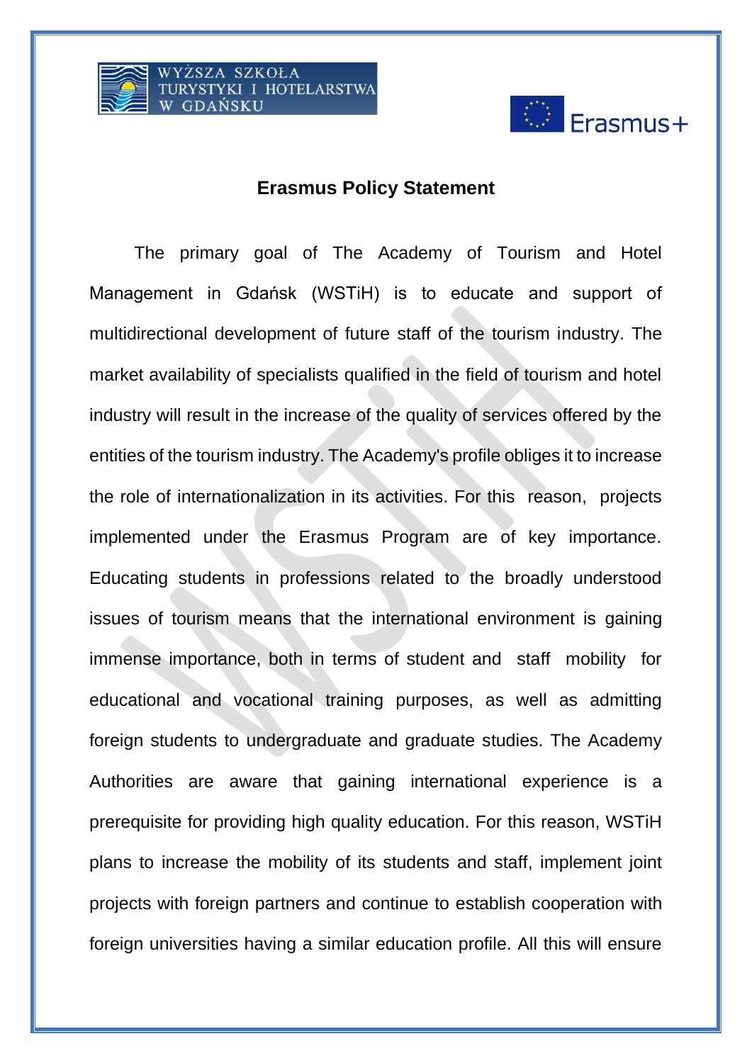# Erasmus Policy Statement

The primary goal of The Academy of Tourism and Hotel Management in Gdańsk (WSTiH) is to educate and support of multidirectional development of future staff of the tourism industry. The market availability of specialists qualified in the field of tourism and hotel industry will result in the increase of the quality of services offered by the entities of the tourism industry. The Academy's profile obliges it to increase the role of internationalization in its activities. For this reason, projects implemented under the Erasmus Program are of key importance. Educating students in professions related to the broadly understood issues of tourism means that the international environment is gaining immense importance, both in terms of student and staff mobility for educational and vocational training purposes, as well as admitting foreign students to undergraduate and graduate studies. The Academy Authorities are aware that gaining international experience is a prerequisite for providing high quality education. For this reason, WSTiH plans to increase the mobility of its students and staff, implement joint projects with foreign partners and continue to establish cooperation with foreign universities having a similar education profile. All this will ensure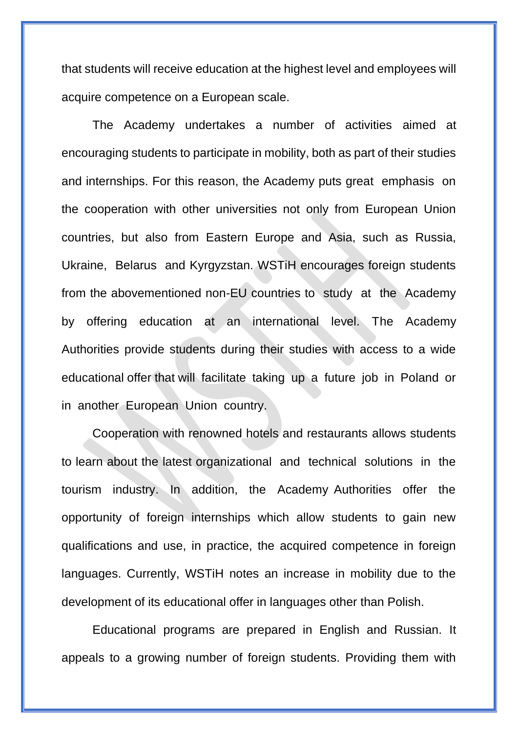that students will receive education at the highest level and employees will acquire competence on a European scale.

The Academy undertakes a number of activities aimed at encouraging students to participate in mobility, both as part of their studies and internships. For this reason, the Academy puts great emphasis on the cooperation with other universities not only from European Union countries, but also from Eastern Europe and Asia, such as Russia, Ukraine, Belarus and Kyrgyzstan. WSTiH encourages foreign students from the abovementioned non-EU countries to study at the Academy by offering education at an international level. The Academy Authorities provide students during their studies with access to a wide educational offer that will facilitate taking up a future job in Poland or in another European Union country.

Cooperation with renowned hotels and restaurants allows students to learn about the latest organizational and technical solutions in the tourism industry. In addition, the Academy Authorities offer the opportunity of foreign internships which allow students to gain new qualifications and use, in practice, the acquired competence in foreign languages. Currently, WSTiH notes an increase in mobility due to the development of its educational offer in languages other than Polish.

Educational programs are prepared in English and Russian. It appeals to a growing number of foreign students. Providing them with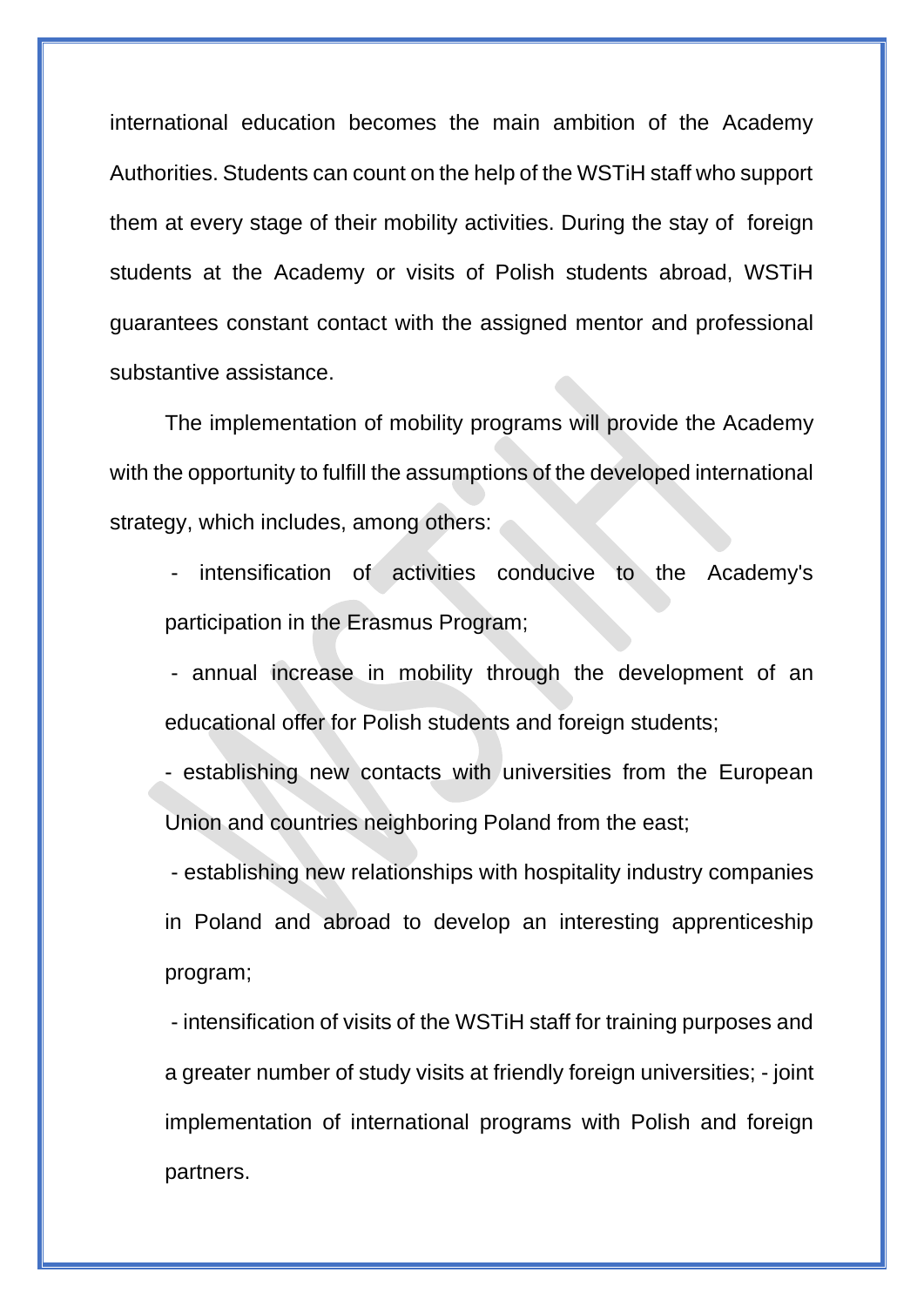international education becomes the main ambition of the Academy Authorities. Students can count on the help of the WSTiH staff who support them at every stage of their mobility activities. During the stay of foreign students at the Academy or visits of Polish students abroad, WSTiH guarantees constant contact with the assigned mentor and professional substantive assistance.

The implementation of mobility programs will provide the Academy with the opportunity to fulfill the assumptions of the developed international strategy, which includes, among others:

- intensification of activities conducive to the Academy's participation in the Erasmus Program;
- annual increase in mobility through the development of an educational offer for Polish students and foreign students;
- establishing new contacts with universities from the European Union and countries neighboring Poland from the east;
- establishing new relationships with hospitality industry companies in Poland and abroad to develop an interesting apprenticeship program;
- intensification of visits of the WSTiH staff for training purposes and a greater number of study visits at friendly foreign universities; - joint implementation of international programs with Polish and foreign partners.